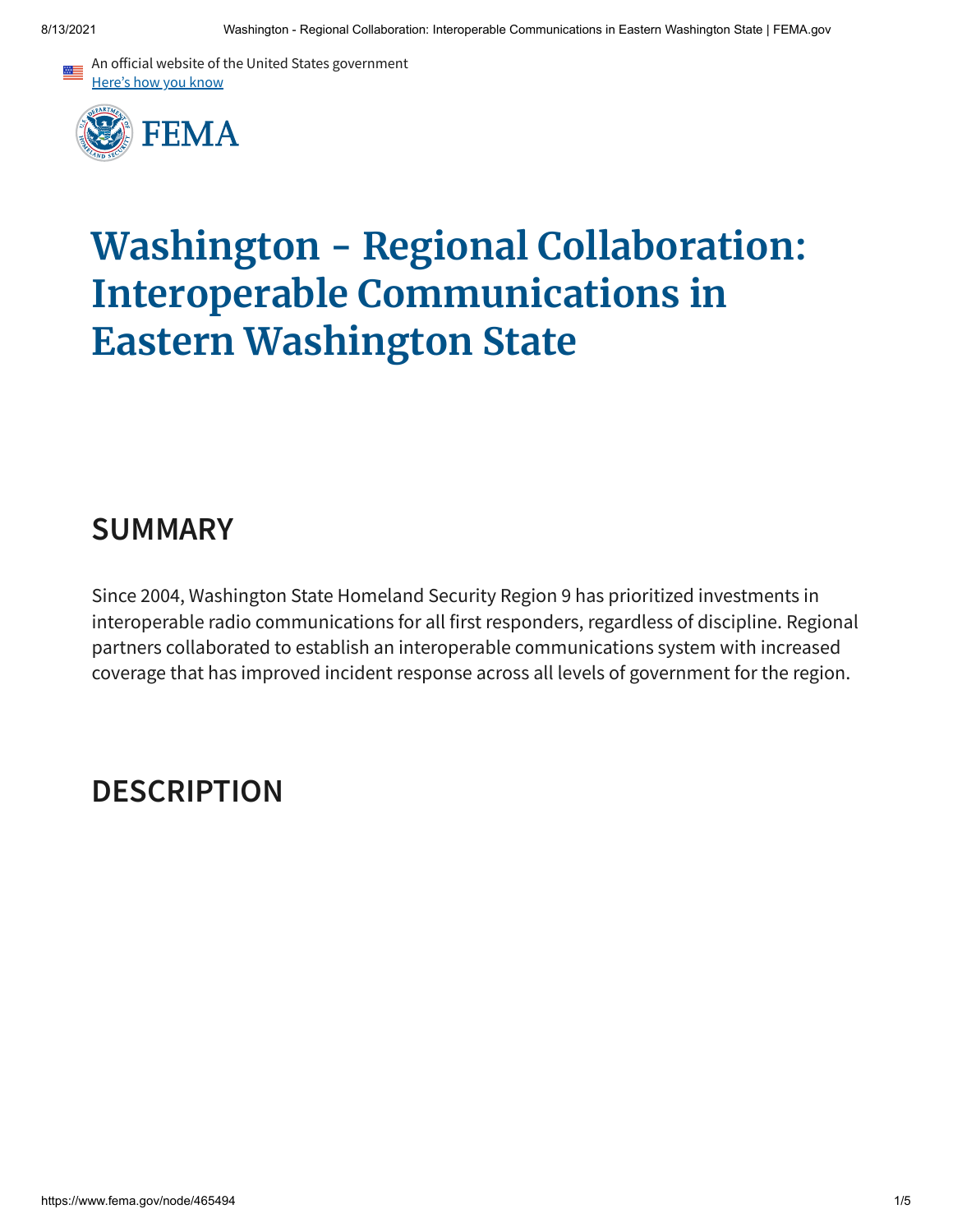An official website of the United States government
Here's how you know

FEMA

# Washington - Regional Collaboration: Interoperable Communications in Eastern Washington State

## SUMMARY

Since 2004, Washington State Homeland Security Region 9 has prioritized investments in interoperable radio communications for all first responders, regardless of discipline. Regional partners collaborated to establish an interoperable communications system with increased coverage that has improved incident response across all levels of government for the region.

## DESCRIPTION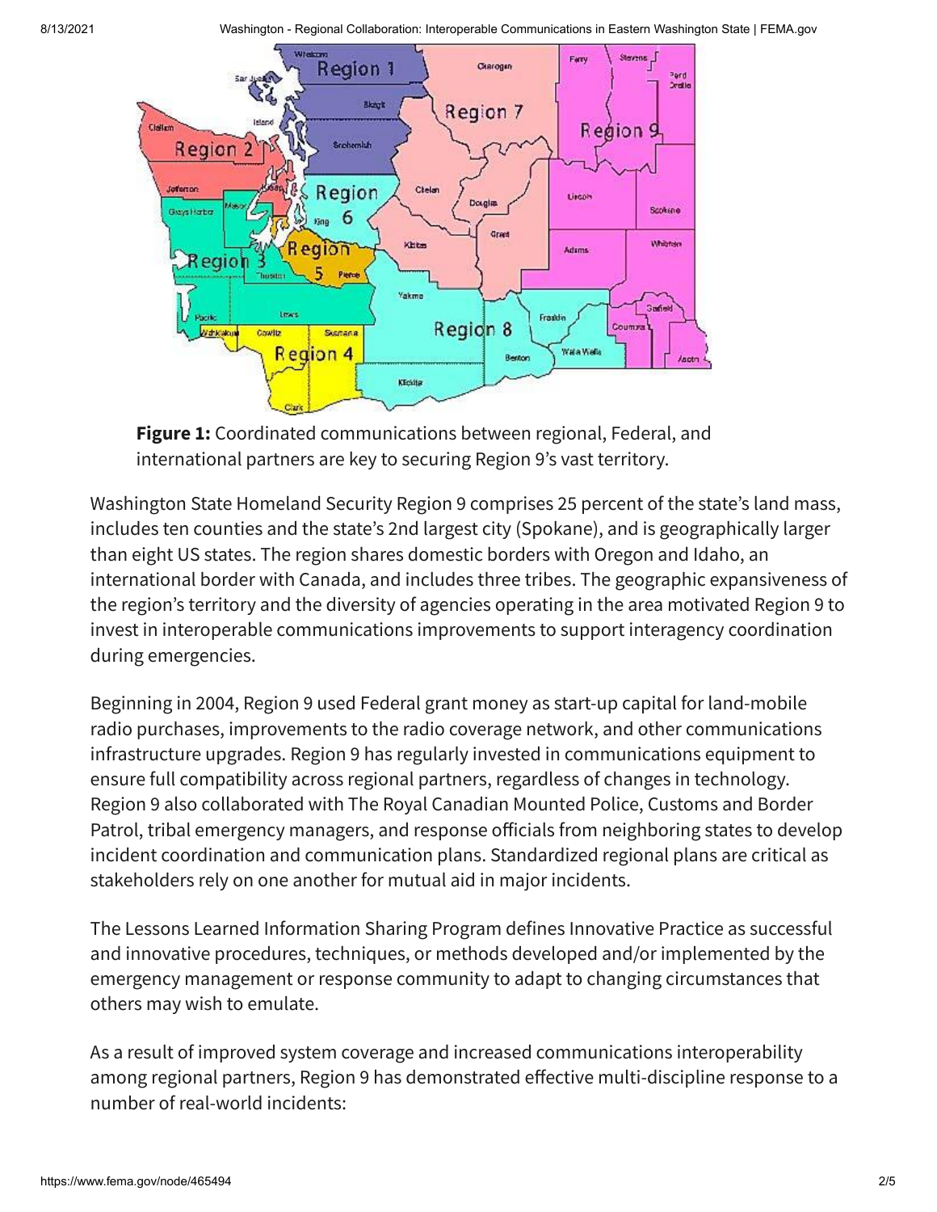**Figure 1:** Coordinated communications between regional, Federal, and international partners are key to securing Region 9's vast territory.

Washington State Homeland Security Region 9 comprises 25 percent of the state's land mass, includes ten counties and the state's 2nd largest city (Spokane), and is geographically larger than eight US states. The region shares domestic borders with Oregon and Idaho, an international border with Canada, and includes three tribes. The geographic expansiveness of the region's territory and the diversity of agencies operating in the area motivated Region 9 to invest in interoperable communications improvements to support interagency coordination during emergencies.

Beginning in 2004, Region 9 used Federal grant money as start-up capital for land-mobile radio purchases, improvements to the radio coverage network, and other communications infrastructure upgrades. Region 9 has regularly invested in communications equipment to ensure full compatibility across regional partners, regardless of changes in technology. Region 9 also collaborated with The Royal Canadian Mounted Police, Customs and Border Patrol, tribal emergency managers, and response officials from neighboring states to develop incident coordination and communication plans. Standardized regional plans are critical as stakeholders rely on one another for mutual aid in major incidents.

The Lessons Learned Information Sharing Program defines Innovative Practice as successful and innovative procedures, techniques, or methods developed and/or implemented by the emergency management or response community to adapt to changing circumstances that others may wish to emulate.

As a result of improved system coverage and increased communications interoperability among regional partners, Region 9 has demonstrated effective multi-discipline response to a number of real-world incidents: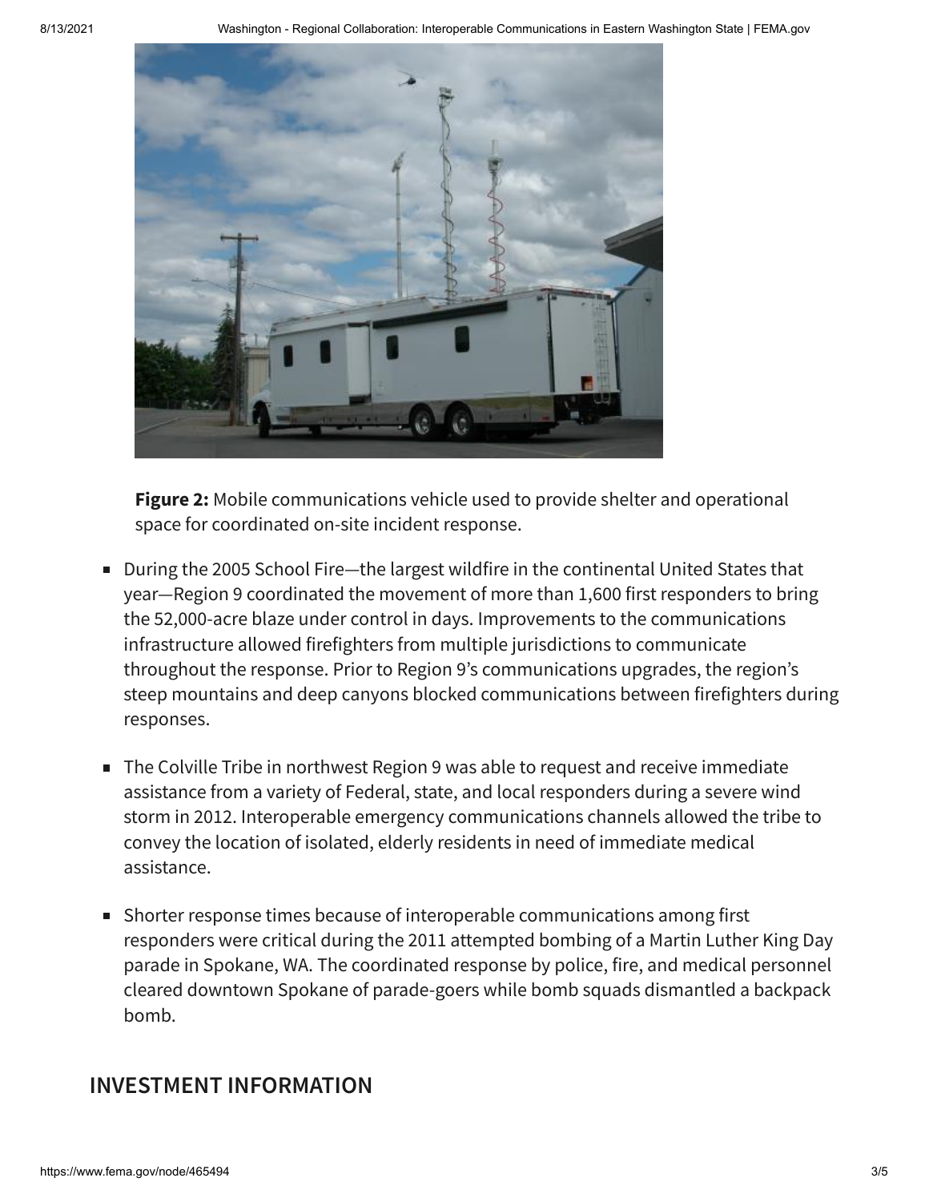**Figure 2:** Mobile communications vehicle used to provide shelter and operational space for coordinated on-site incident response.

- During the 2005 School Fire—the largest wildfire in the continental United States that year—Region 9 coordinated the movement of more than 1,600 first responders to bring the 52,000-acre blaze under control in days. Improvements to the communications infrastructure allowed firefighters from multiple jurisdictions to communicate throughout the response. Prior to Region 9's communications upgrades, the region's steep mountains and deep canyons blocked communications between firefighters during responses.
- The Colville Tribe in northwest Region 9 was able to request and receive immediate assistance from a variety of Federal, state, and local responders during a severe wind storm in 2012. Interoperable emergency communications channels allowed the tribe to convey the location of isolated, elderly residents in need of immediate medical assistance.
- Shorter response times because of interoperable communications among first responders were critical during the 2011 attempted bombing of a Martin Luther King Day parade in Spokane, WA. The coordinated response by police, fire, and medical personnel cleared downtown Spokane of parade-goers while bomb squads dismantled a backpack bomb.

## INVESTMENT INFORMATION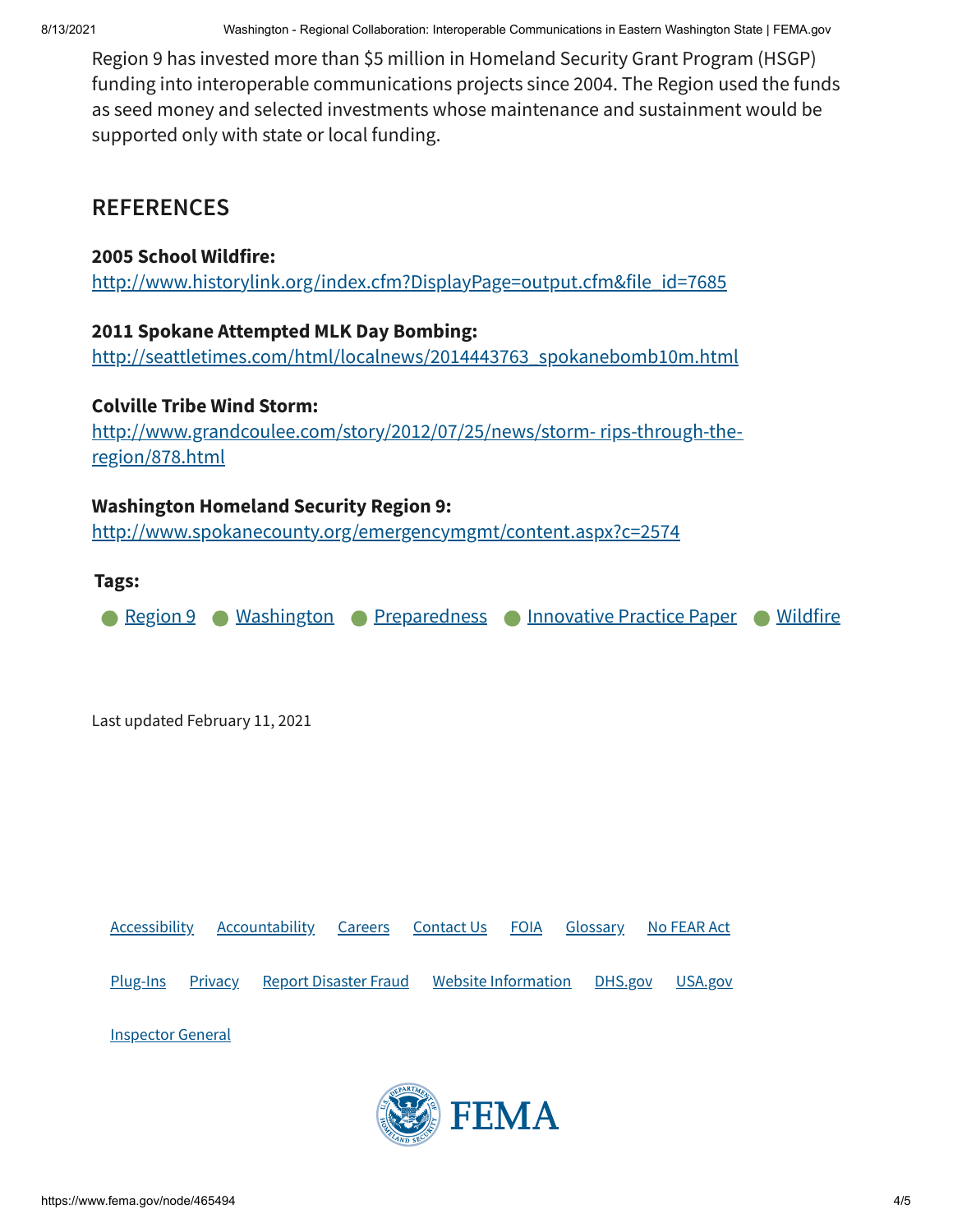Region 9 has invested more than $5 million in Homeland Security Grant Program (HSGP) funding into interoperable communications projects since 2004. The Region used the funds as seed money and selected investments whose maintenance and sustainment would be supported only with state or local funding.

## REFERENCES

**2005 School Wildfire:**
http://www.historylink.org/index.cfm?DisplayPage=output.cfm&file_id=7685

**2011 Spokane Attempted MLK Day Bombing:**
http://seattletimes.com/html/localnews/2014443763_spokanebomb10m.html

**Colville Tribe Wind Storm:**
http://www.grandcoulee.com/story/2012/07/25/news/storm- rips-through-the-region/878.html

**Washington Homeland Security Region 9:**
http://www.spokanecounty.org/emergencymgmt/content.aspx?c=2574

**Tags:**

- Region 9
- Washington
- Preparedness
- Innovative Practice Paper
- Wildfire

Last updated February 11, 2021

Accessibility Accountability Careers Contact Us FOIA Glossary No FEAR Act

Plug-Ins Privacy Report Disaster Fraud Website Information DHS.gov USA.gov

Inspector General

FEMA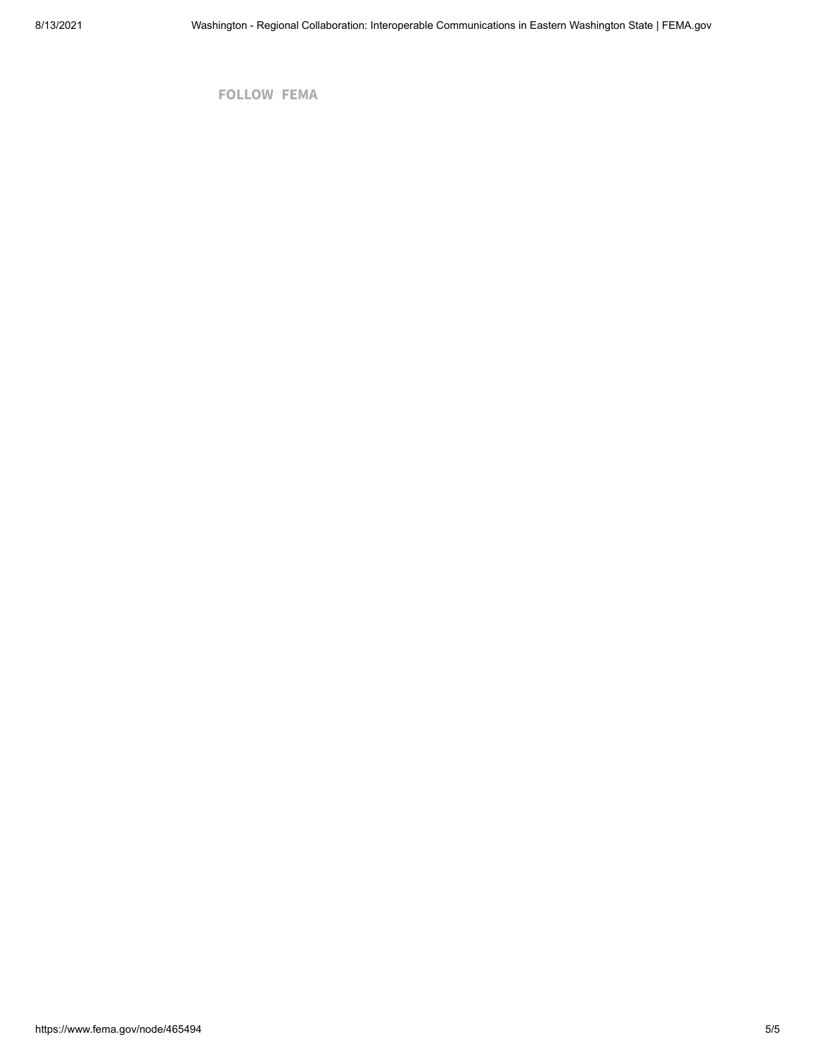FOLLOW FEMA